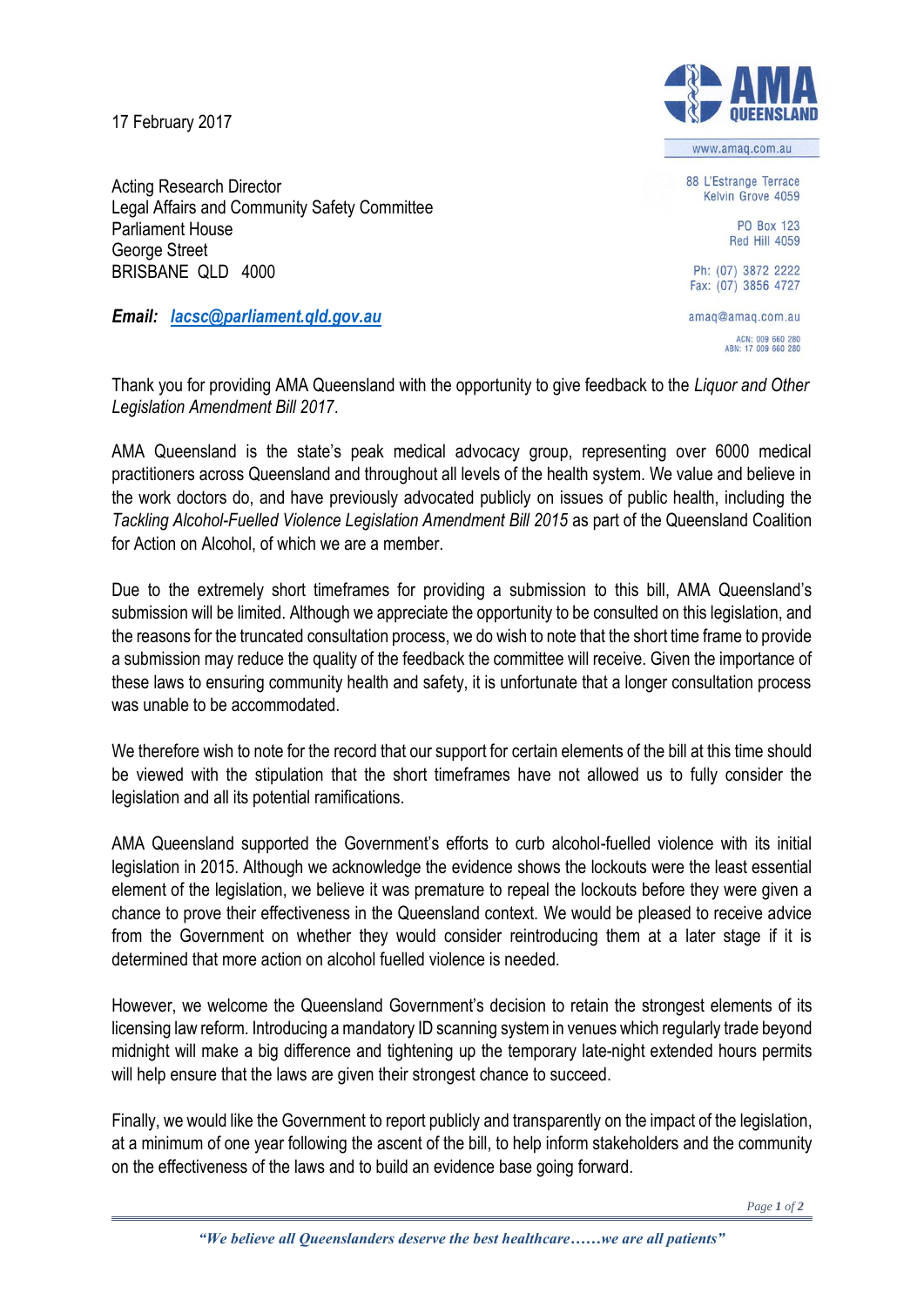17 February 2017

AMA QUEENSLAND

www.amaq.com.au

88 L'Estrange Terrace
Kelvin Grove 4059

PO Box 123
Red Hill 4059

Ph: (07) 3872 2222
Fax: (07) 3856 4727

amaq@amaq.com.au

ACN: 009 660 280
ABN: 17 009 660 280

Acting Research Director
Legal Affairs and Community Safety Committee
Parliament House
George Street
BRISBANE QLD 4000

***Email:*** ***lacsc@parliament.qld.gov.au***

Thank you for providing AMA Queensland with the opportunity to give feedback to the *Liquor and Other Legislation Amendment Bill 2017*.

AMA Queensland is the state's peak medical advocacy group, representing over 6000 medical practitioners across Queensland and throughout all levels of the health system. We value and believe in the work doctors do, and have previously advocated publicly on issues of public health, including the *Tackling Alcohol-Fuelled Violence Legislation Amendment Bill 2015* as part of the Queensland Coalition for Action on Alcohol, of which we are a member.

Due to the extremely short timeframes for providing a submission to this bill, AMA Queensland's submission will be limited. Although we appreciate the opportunity to be consulted on this legislation, and the reasons for the truncated consultation process, we do wish to note that the short time frame to provide a submission may reduce the quality of the feedback the committee will receive. Given the importance of these laws to ensuring community health and safety, it is unfortunate that a longer consultation process was unable to be accommodated.

We therefore wish to note for the record that our support for certain elements of the bill at this time should be viewed with the stipulation that the short timeframes have not allowed us to fully consider the legislation and all its potential ramifications.

AMA Queensland supported the Government's efforts to curb alcohol-fuelled violence with its initial legislation in 2015. Although we acknowledge the evidence shows the lockouts were the least essential element of the legislation, we believe it was premature to repeal the lockouts before they were given a chance to prove their effectiveness in the Queensland context. We would be pleased to receive advice from the Government on whether they would consider reintroducing them at a later stage if it is determined that more action on alcohol fuelled violence is needed.

However, we welcome the Queensland Government's decision to retain the strongest elements of its licensing law reform. Introducing a mandatory ID scanning system in venues which regularly trade beyond midnight will make a big difference and tightening up the temporary late-night extended hours permits will help ensure that the laws are given their strongest chance to succeed.

Finally, we would like the Government to report publicly and transparently on the impact of the legislation, at a minimum of one year following the ascent of the bill, to help inform stakeholders and the community on the effectiveness of the laws and to build an evidence base going forward.

*"We believe all Queenslanders deserve the best healthcare……we are all patients"*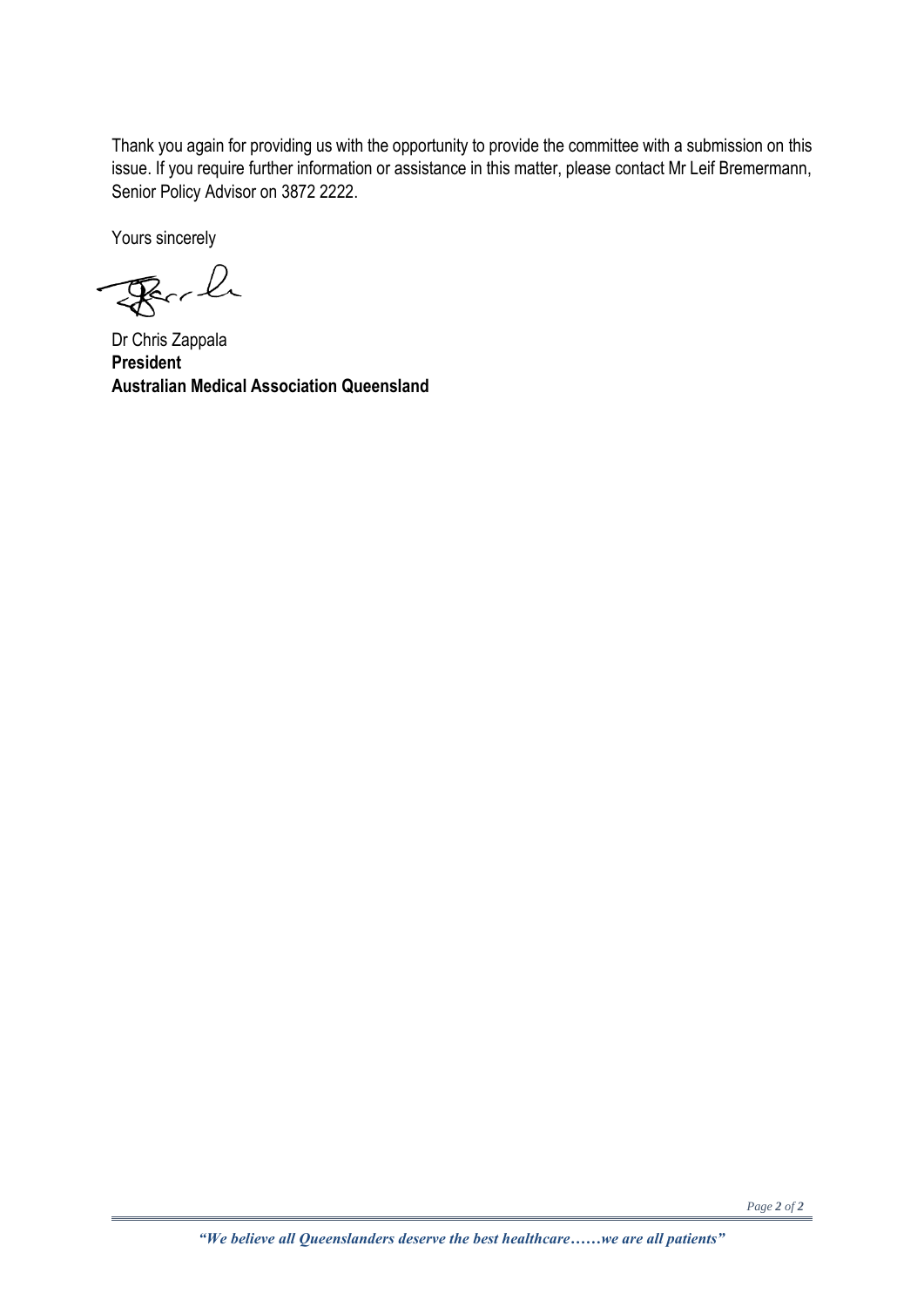Thank you again for providing us with the opportunity to provide the committee with a submission on this issue. If you require further information or assistance in this matter, please contact Mr Leif Bremermann, Senior Policy Advisor on 3872 2222.

Yours sincerely

Dr Chris Zappala
**President**
**Australian Medical Association Queensland**

*"We believe all Queenslanders deserve the best healthcare……we are all patients"*